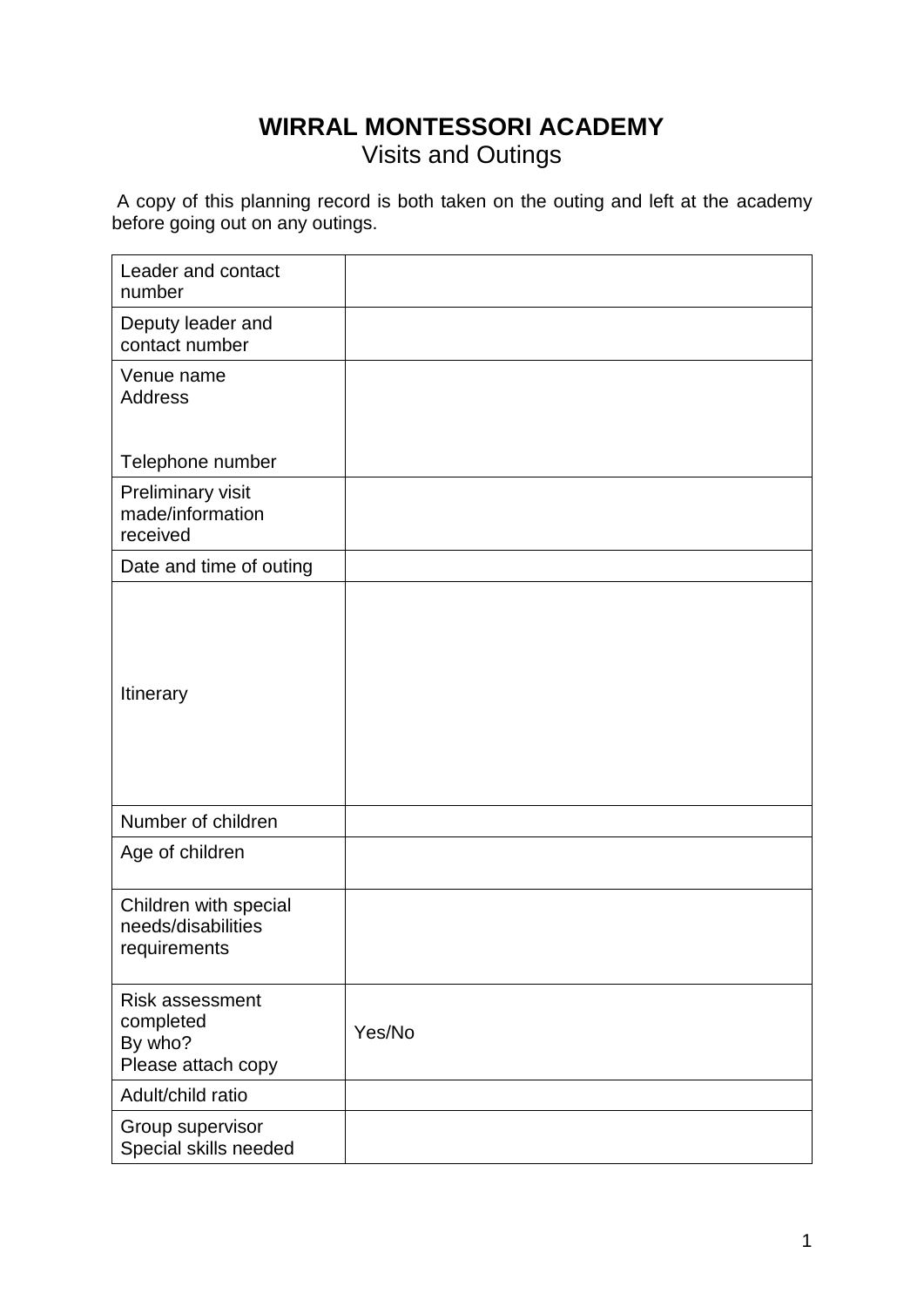# WIRRAL MONTESSORI ACADEMY

## Visits and Outings

A copy of this planning record is both taken on the outing and left at the academy before going out on any outings.

| | |
|---|---|
| Leader and contact number | |
| Deputy leader and contact number | |
| Venue name<br>Address<br><br>Telephone number | |
| Preliminary visit made/information received | |
| Date and time of outing | |
| Itinerary | |
| Number of children | |
| Age of children | |
| Children with special needs/disabilities requirements | |
| Risk assessment completed<br>By who?<br>Please attach copy | Yes/No |
| Adult/child ratio | |
| Group supervisor<br>Special skills needed | |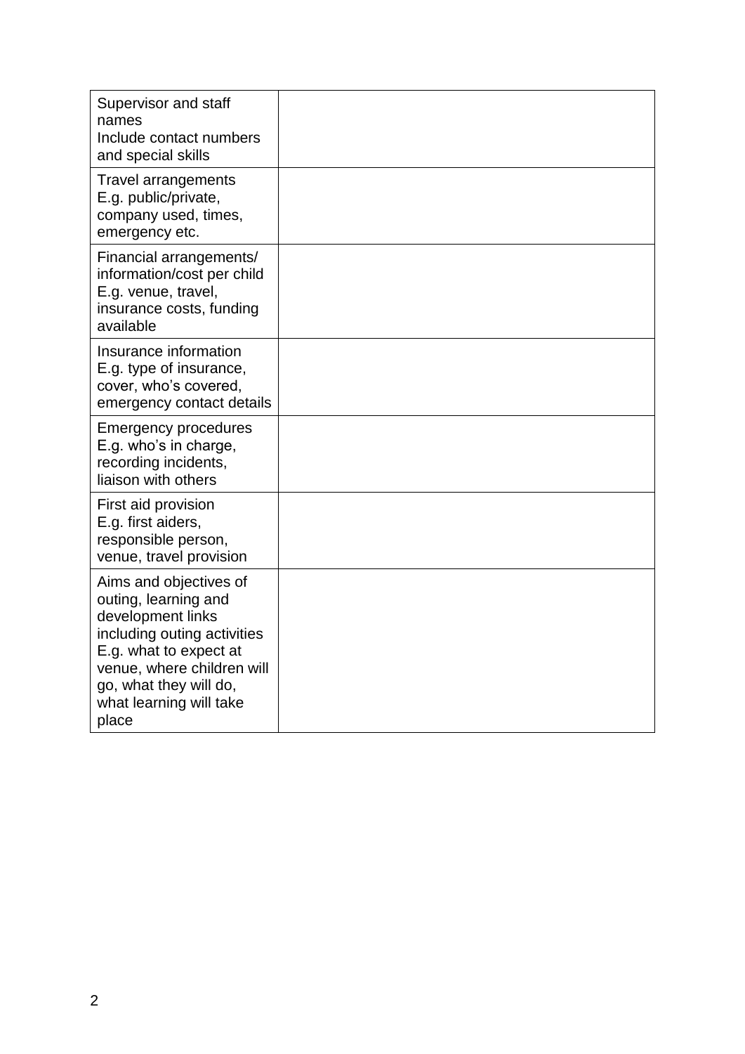| | |
|---|---|
| Supervisor and staff names<br>Include contact numbers and special skills | |
| Travel arrangements<br>E.g. public/private, company used, times, emergency etc. | |
| Financial arrangements/ information/cost per child<br>E.g. venue, travel, insurance costs, funding available | |
| Insurance information<br>E.g. type of insurance, cover, who's covered, emergency contact details | |
| Emergency procedures<br>E.g. who's in charge, recording incidents, liaison with others | |
| First aid provision<br>E.g. first aiders, responsible person, venue, travel provision | |
| Aims and objectives of outing, learning and development links including outing activities<br>E.g. what to expect at venue, where children will go, what they will do, what learning will take place | |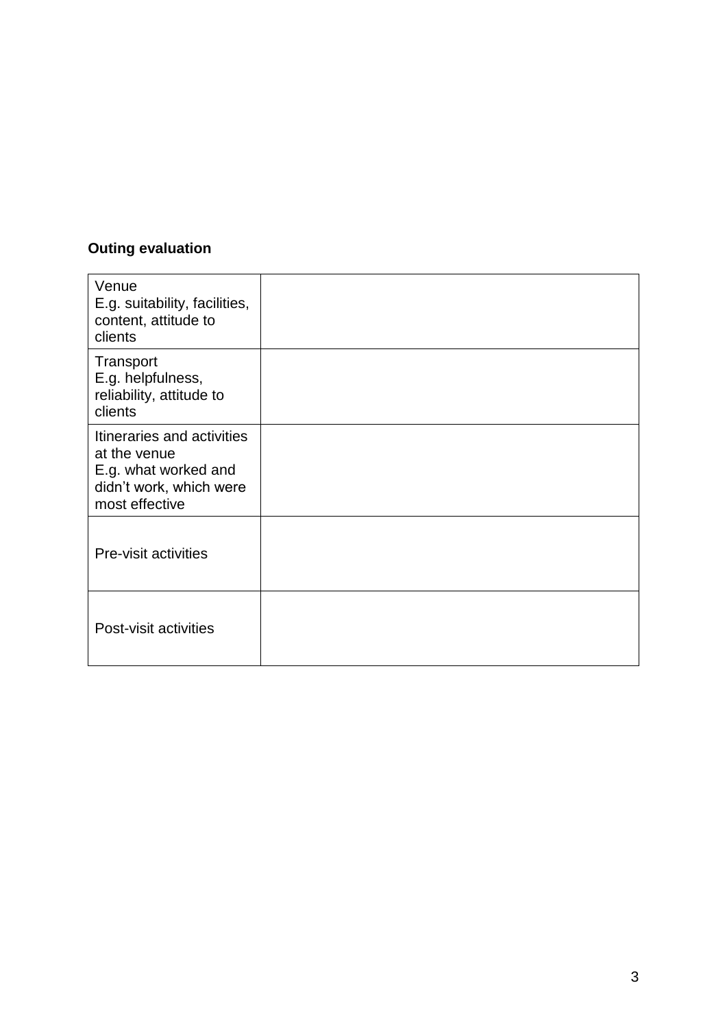**Outing evaluation**

| | |
|---|---|
| Venue<br>E.g. suitability, facilities, content, attitude to clients | |
| Transport<br>E.g. helpfulness, reliability, attitude to clients | |
| Itineraries and activities at the venue<br>E.g. what worked and didn't work, which were most effective | |
| Pre-visit activities | |
| Post-visit activities | |